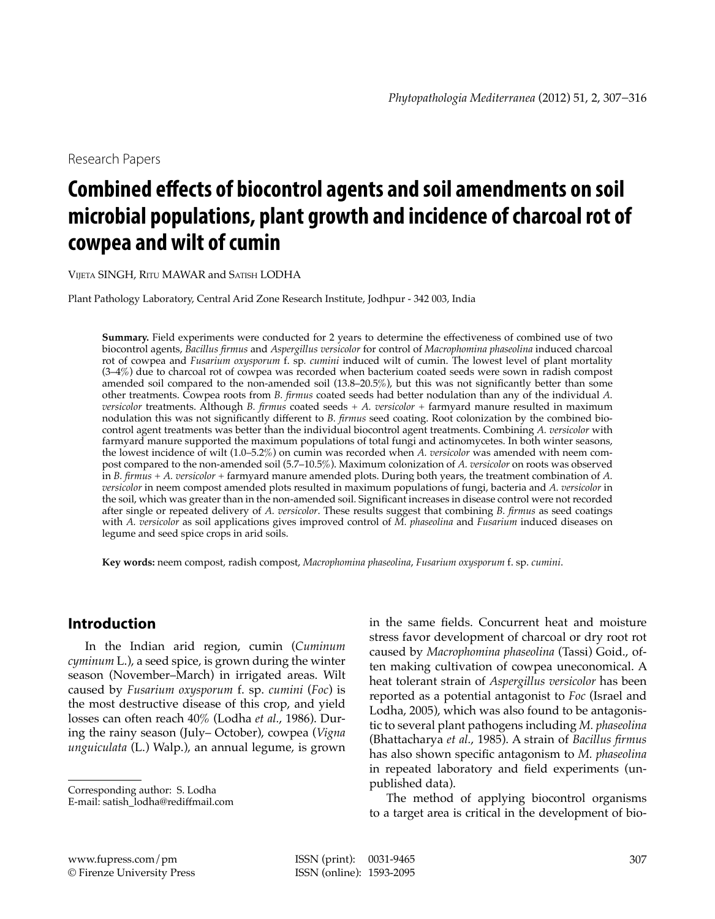Research Papers

# Combined effects of biocontrol agents and soil amendments on soil microbial populations, plant growth and incidence of charcoal rot of cowpea and wilt of cumin

Vijeta SINGH, Ritu MAWAR and Satish LODHA

Plant Pathology Laboratory, Central Arid Zone Research Institute, Jodhpur - 342 003, India

**Summary.** Field experiments were conducted for 2 years to determine the effectiveness of combined use of two biocontrol agents, *Bacillus firmus* and *Aspergillus versicolor* for control of *Macrophomina phaseolina* induced charcoal rot of cowpea and *Fusarium oxysporum* f. sp. *cumini* induced wilt of cumin. The lowest level of plant mortality (3–4%) due to charcoal rot of cowpea was recorded when bacterium coated seeds were sown in radish compost amended soil compared to the non-amended soil (13.8–20.5%), but this was not significantly better than some other treatments. Cowpea roots from *B. firmus* coated seeds had better nodulation than any of the individual *A. versicolor* treatments. Although *B. firmus* coated seeds + *A. versicolor* + farmyard manure resulted in maximum nodulation this was not significantly different to *B. firmus* seed coating. Root colonization by the combined biocontrol agent treatments was better than the individual biocontrol agent treatments. Combining *A. versicolor* with farmyard manure supported the maximum populations of total fungi and actinomycetes. In both winter seasons, the lowest incidence of wilt (1.0–5.2%) on cumin was recorded when *A. versicolor* was amended with neem compost compared to the non-amended soil (5.7–10.5%). Maximum colonization of *A. versicolor* on roots was observed in *B. firmus* + *A. versicolor* + farmyard manure amended plots. During both years, the treatment combination of *A. versicolor* in neem compost amended plots resulted in maximum populations of fungi, bacteria and *A. versicolor* in the soil, which was greater than in the non-amended soil. Significant increases in disease control were not recorded after single or repeated delivery of *A. versicolor*. These results suggest that combining *B. firmus* as seed coatings with *A. versicolor* as soil applications gives improved control of *M. phaseolina* and *Fusarium* induced diseases on legume and seed spice crops in arid soils.

**Key words:** neem compost, radish compost, *Macrophomina phaseolina*, *Fusarium oxysporum* f. sp. *cumini*.

## Introduction

In the Indian arid region, cumin (*Cuminum cyminum* L.), a seed spice, is grown during the winter season (November–March) in irrigated areas. Wilt caused by *Fusarium oxysporum* f. sp. *cumini* (*Foc*) is the most destructive disease of this crop, and yield losses can often reach 40% (Lodha *et al*., 1986). During the rainy season (July– October), cowpea (*Vigna unguiculata* (L.) Walp.), an annual legume, is grown in the same fields. Concurrent heat and moisture stress favor development of charcoal or dry root rot caused by *Macrophomina phaseolina* (Tassi) Goid., often making cultivation of cowpea uneconomical. A heat tolerant strain of *Aspergillus versicolor* has been reported as a potential antagonist to *Foc* (Israel and Lodha, 2005), which was also found to be antagonistic to several plant pathogens including *M. phaseolina* (Bhattacharya *et al*., 1985). A strain of *Bacillus firmus* has also shown specific antagonism to *M. phaseolina* in repeated laboratory and field experiments (unpublished data).

The method of applying biocontrol organisms to a target area is critical in the development of bio-

Corresponding author: S. Lodha
E-mail: satish_lodha@rediffmail.com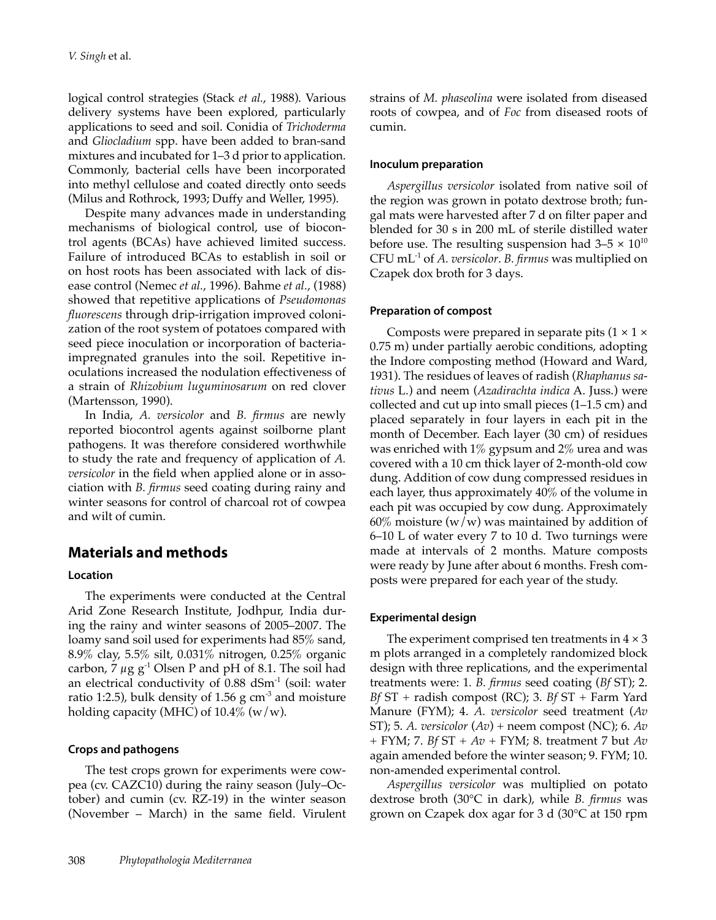logical control strategies (Stack *et al.*, 1988). Various delivery systems have been explored, particularly applications to seed and soil. Conidia of *Trichoderma* and *Gliocladium* spp. have been added to bran-sand mixtures and incubated for 1–3 d prior to application. Commonly, bacterial cells have been incorporated into methyl cellulose and coated directly onto seeds (Milus and Rothrock, 1993; Duffy and Weller, 1995).

Despite many advances made in understanding mechanisms of biological control, use of biocontrol agents (BCAs) have achieved limited success. Failure of introduced BCAs to establish in soil or on host roots has been associated with lack of disease control (Nemec *et al.*, 1996). Bahme *et al.*, (1988) showed that repetitive applications of *Pseudomonas fluorescens* through drip-irrigation improved colonization of the root system of potatoes compared with seed piece inoculation or incorporation of bacteria-impregnated granules into the soil. Repetitive inoculations increased the nodulation effectiveness of a strain of *Rhizobium luguminosarum* on red clover (Martensson, 1990).

In India, *A. versicolor* and *B. firmus* are newly reported biocontrol agents against soilborne plant pathogens. It was therefore considered worthwhile to study the rate and frequency of application of *A. versicolor* in the field when applied alone or in association with *B. firmus* seed coating during rainy and winter seasons for control of charcoal rot of cowpea and wilt of cumin.

## Materials and methods

### Location

The experiments were conducted at the Central Arid Zone Research Institute, Jodhpur, India during the rainy and winter seasons of 2005–2007. The loamy sand soil used for experiments had 85% sand, 8.9% clay, 5.5% silt, 0.031% nitrogen, 0.25% organic carbon, 7 $\mu$g $g^{-1}$ Olsen P and pH of 8.1. The soil had an electrical conductivity of 0.88 $dSm^{-1}$ (soil: water ratio 1:2.5), bulk density of 1.56 g $cm^{-3}$ and moisture holding capacity (MHC) of 10.4% (w/w).

### Crops and pathogens

The test crops grown for experiments were cowpea (cv. CAZC10) during the rainy season (July–October) and cumin (cv. RZ-19) in the winter season (November – March) in the same field. Virulent strains of *M. phaseolina* were isolated from diseased roots of cowpea, and of *Foc* from diseased roots of cumin.

### Inoculum preparation

*Aspergillus versicolor* isolated from native soil of the region was grown in potato dextrose broth; fungal mats were harvested after 7 d on filter paper and blended for 30 s in 200 mL of sterile distilled water before use. The resulting suspension had $3–5 \times 10^{10}$ CFU $mL^{-1}$ of *A. versicolor*. *B. firmus* was multiplied on Czapek dox broth for 3 days.

### Preparation of compost

Composts were prepared in separate pits (1 × 1 × 0.75 m) under partially aerobic conditions, adopting the Indore composting method (Howard and Ward, 1931). The residues of leaves of radish (*Rhaphanus sativus* L.) and neem (*Azadirachta indica* A. Juss.) were collected and cut up into small pieces (1–1.5 cm) and placed separately in four layers in each pit in the month of December. Each layer (30 cm) of residues was enriched with 1% gypsum and 2% urea and was covered with a 10 cm thick layer of 2-month-old cow dung. Addition of cow dung compressed residues in each layer, thus approximately 40% of the volume in each pit was occupied by cow dung. Approximately 60% moisture (w/w) was maintained by addition of 6–10 L of water every 7 to 10 d. Two turnings were made at intervals of 2 months. Mature composts were ready by June after about 6 months. Fresh composts were prepared for each year of the study.

### Experimental design

The experiment comprised ten treatments in 4 × 3 m plots arranged in a completely randomized block design with three replications, and the experimental treatments were: 1. *B. firmus* seed coating (*Bf* ST); 2. *Bf* ST + radish compost (RC); 3. *Bf* ST + Farm Yard Manure (FYM); 4. *A. versicolor* seed treatment (*Av* ST); 5. *A. versicolor* (*Av*) + neem compost (NC); 6. *Av* + FYM; 7. *Bf* ST + *Av* + FYM; 8. treatment 7 but *Av* again amended before the winter season; 9. FYM; 10. non-amended experimental control.

*Aspergillus versicolor* was multiplied on potato dextrose broth (30°C in dark), while *B. firmus* was grown on Czapek dox agar for 3 d (30°C at 150 rpm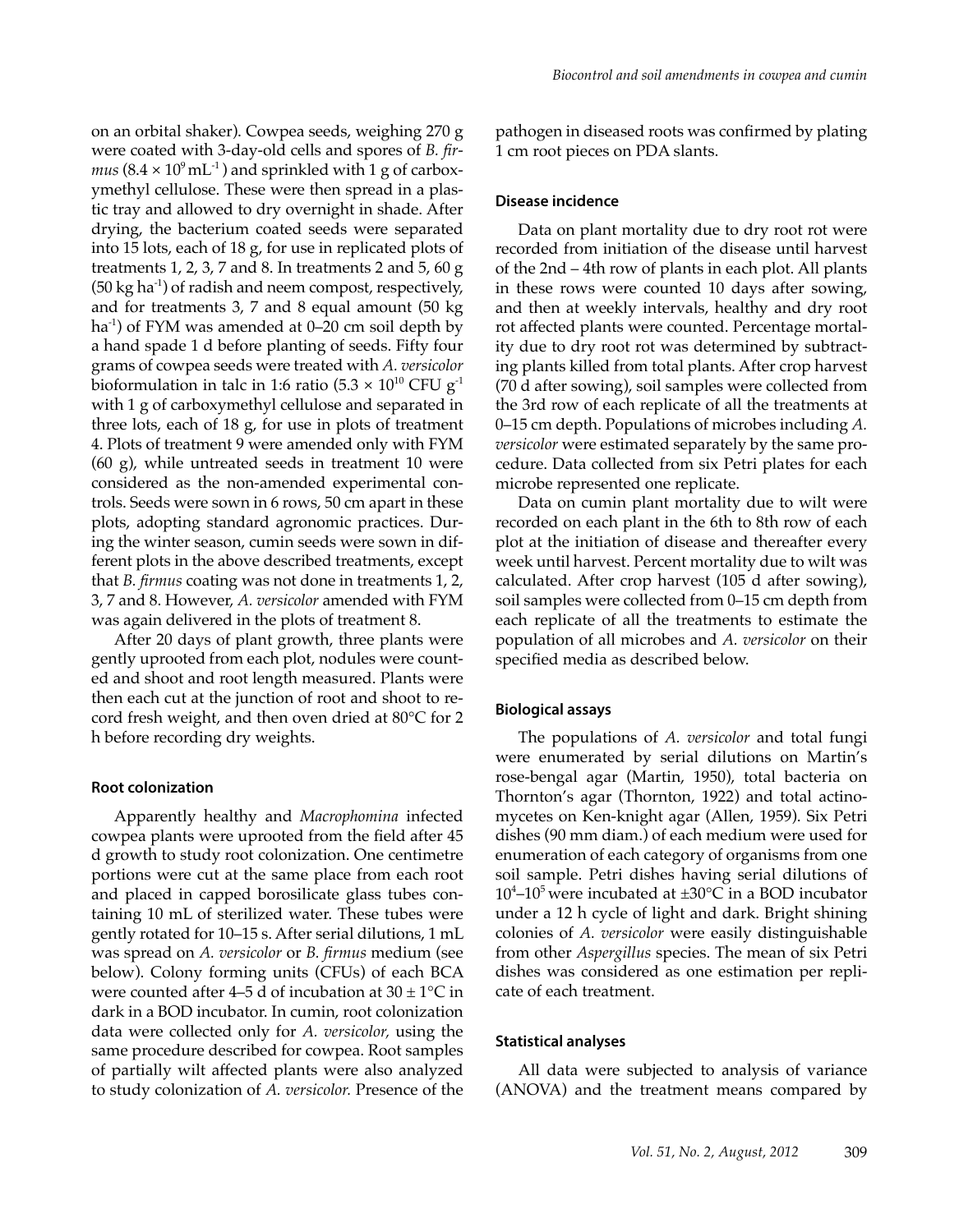on an orbital shaker). Cowpea seeds, weighing 270 g were coated with 3-day-old cells and spores of *B. firmus* ($8.4 \times 10^9$ mL$^{-1}$) and sprinkled with 1 g of carboxymethyl cellulose. These were then spread in a plastic tray and allowed to dry overnight in shade. After drying, the bacterium coated seeds were separated into 15 lots, each of 18 g, for use in replicated plots of treatments 1, 2, 3, 7 and 8. In treatments 2 and 5, 60 g (50 kg ha$^{-1}$) of radish and neem compost, respectively, and for treatments 3, 7 and 8 equal amount (50 kg ha$^{-1}$) of FYM was amended at 0–20 cm soil depth by a hand spade 1 d before planting of seeds. Fifty four grams of cowpea seeds were treated with *A. versicolor* bioformulation in talc in 1:6 ratio ($5.3 \times 10^{10}$ CFU g$^{-1}$ with 1 g of carboxymethyl cellulose and separated in three lots, each of 18 g, for use in plots of treatment 4. Plots of treatment 9 were amended only with FYM (60 g), while untreated seeds in treatment 10 were considered as the non-amended experimental controls. Seeds were sown in 6 rows, 50 cm apart in these plots, adopting standard agronomic practices. During the winter season, cumin seeds were sown in different plots in the above described treatments, except that *B. firmus* coating was not done in treatments 1, 2, 3, 7 and 8. However, *A. versicolor* amended with FYM was again delivered in the plots of treatment 8.

After 20 days of plant growth, three plants were gently uprooted from each plot, nodules were counted and shoot and root length measured. Plants were then each cut at the junction of root and shoot to record fresh weight, and then oven dried at 80°C for 2 h before recording dry weights.

#### Root colonization

Apparently healthy and *Macrophomina* infected cowpea plants were uprooted from the field after 45 d growth to study root colonization. One centimetre portions were cut at the same place from each root and placed in capped borosilicate glass tubes containing 10 mL of sterilized water. These tubes were gently rotated for 10–15 s. After serial dilutions, 1 mL was spread on *A. versicolor* or *B. firmus* medium (see below). Colony forming units (CFUs) of each BCA were counted after 4–5 d of incubation at 30 ± 1°C in dark in a BOD incubator. In cumin, root colonization data were collected only for *A. versicolor*, using the same procedure described for cowpea. Root samples of partially wilt affected plants were also analyzed to study colonization of *A. versicolor*. Presence of the pathogen in diseased roots was confirmed by plating 1 cm root pieces on PDA slants.

#### Disease incidence

Data on plant mortality due to dry root rot were recorded from initiation of the disease until harvest of the 2nd – 4th row of plants in each plot. All plants in these rows were counted 10 days after sowing, and then at weekly intervals, healthy and dry root rot affected plants were counted. Percentage mortality due to dry root rot was determined by subtracting plants killed from total plants. After crop harvest (70 d after sowing), soil samples were collected from the 3rd row of each replicate of all the treatments at 0–15 cm depth. Populations of microbes including *A. versicolor* were estimated separately by the same procedure. Data collected from six Petri plates for each microbe represented one replicate.

Data on cumin plant mortality due to wilt were recorded on each plant in the 6th to 8th row of each plot at the initiation of disease and thereafter every week until harvest. Percent mortality due to wilt was calculated. After crop harvest (105 d after sowing), soil samples were collected from 0–15 cm depth from each replicate of all the treatments to estimate the population of all microbes and *A. versicolor* on their specified media as described below.

#### Biological assays

The populations of *A. versicolor* and total fungi were enumerated by serial dilutions on Martin's rose-bengal agar (Martin, 1950), total bacteria on Thornton's agar (Thornton, 1922) and total actinomycetes on Ken-knight agar (Allen, 1959). Six Petri dishes (90 mm diam.) of each medium were used for enumeration of each category of organisms from one soil sample. Petri dishes having serial dilutions of $10^4$–$10^5$ were incubated at ±30°C in a BOD incubator under a 12 h cycle of light and dark. Bright shining colonies of *A. versicolor* were easily distinguishable from other *Aspergillus* species. The mean of six Petri dishes was considered as one estimation per replicate of each treatment.

#### Statistical analyses

All data were subjected to analysis of variance (ANOVA) and the treatment means compared by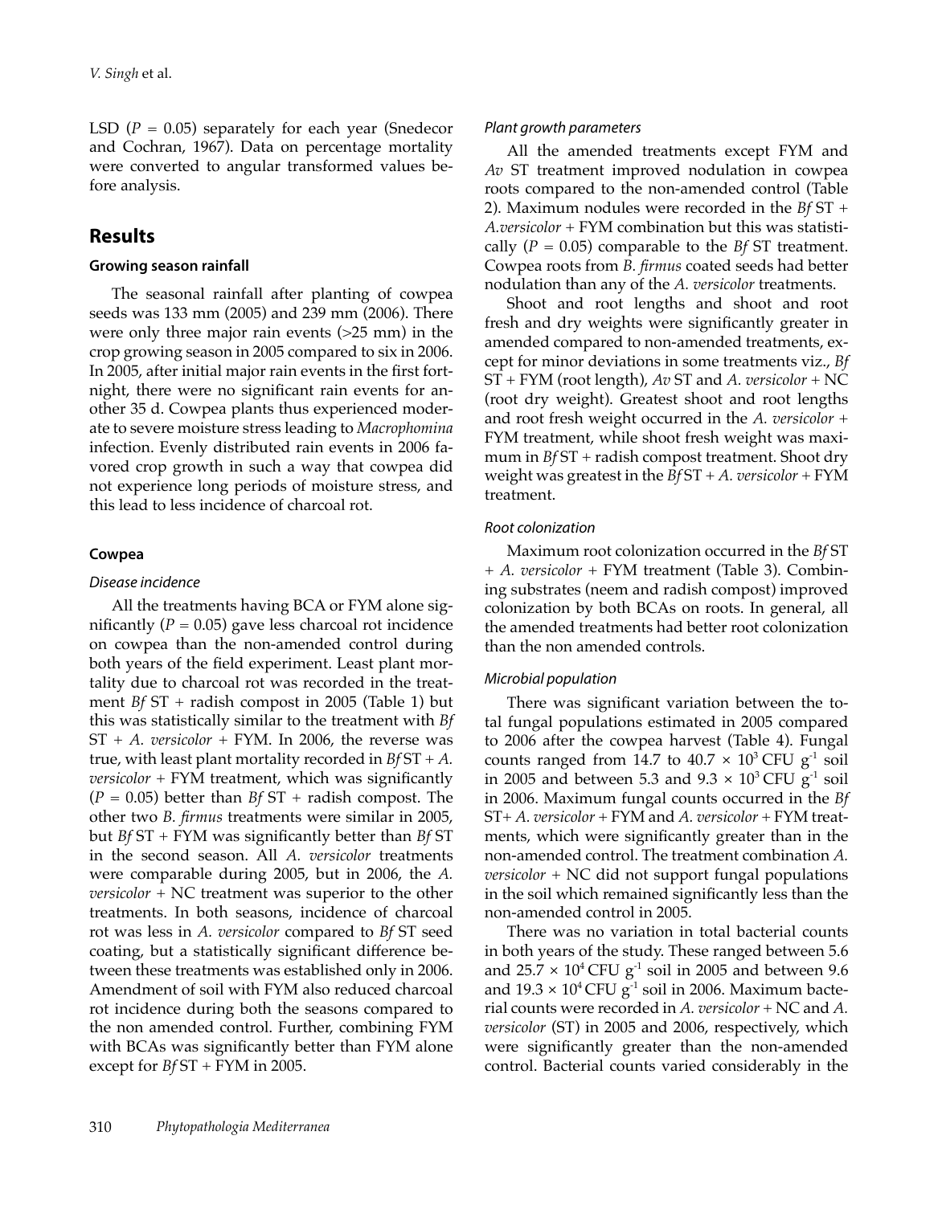LSD ($P$ = 0.05) separately for each year (Snedecor and Cochran, 1967). Data on percentage mortality were converted to angular transformed values before analysis.

## Results

### Growing season rainfall

The seasonal rainfall after planting of cowpea seeds was 133 mm (2005) and 239 mm (2006). There were only three major rain events (>25 mm) in the crop growing season in 2005 compared to six in 2006. In 2005, after initial major rain events in the first fortnight, there were no significant rain events for another 35 d. Cowpea plants thus experienced moderate to severe moisture stress leading to *Macrophomina* infection. Evenly distributed rain events in 2006 favored crop growth in such a way that cowpea did not experience long periods of moisture stress, and this lead to less incidence of charcoal rot.

### Cowpea

#### *Disease incidence*

All the treatments having BCA or FYM alone significantly ($P$ = 0.05) gave less charcoal rot incidence on cowpea than the non-amended control during both years of the field experiment. Least plant mortality due to charcoal rot was recorded in the treatment *Bf* ST + radish compost in 2005 (Table 1) but this was statistically similar to the treatment with *Bf* ST + *A. versicolor* + FYM. In 2006, the reverse was true, with least plant mortality recorded in *Bf* ST + *A. versicolor* + FYM treatment, which was significantly ($P$ = 0.05) better than *Bf* ST + radish compost. The other two *B. firmus* treatments were similar in 2005, but *Bf* ST + FYM was significantly better than *Bf* ST in the second season. All *A. versicolor* treatments were comparable during 2005, but in 2006, the *A. versicolor* + NC treatment was superior to the other treatments. In both seasons, incidence of charcoal rot was less in *A. versicolor* compared to *Bf* ST seed coating, but a statistically significant difference between these treatments was established only in 2006. Amendment of soil with FYM also reduced charcoal rot incidence during both the seasons compared to the non amended control. Further, combining FYM with BCAs was significantly better than FYM alone except for *Bf* ST + FYM in 2005.

#### *Plant growth parameters*

All the amended treatments except FYM and *Av* ST treatment improved nodulation in cowpea roots compared to the non-amended control (Table 2). Maximum nodules were recorded in the *Bf* ST + *A.versicolor* + FYM combination but this was statistically ($P$ = 0.05) comparable to the *Bf* ST treatment. Cowpea roots from *B. firmus* coated seeds had better nodulation than any of the *A. versicolor* treatments.

Shoot and root lengths and shoot and root fresh and dry weights were significantly greater in amended compared to non-amended treatments, except for minor deviations in some treatments viz., *Bf* ST + FYM (root length), *Av* ST and *A. versicolor* + NC (root dry weight). Greatest shoot and root lengths and root fresh weight occurred in the *A. versicolor* + FYM treatment, while shoot fresh weight was maximum in *Bf* ST + radish compost treatment. Shoot dry weight was greatest in the *Bf* ST + *A. versicolor* + FYM treatment.

#### *Root colonization*

Maximum root colonization occurred in the *Bf* ST + *A. versicolor* + FYM treatment (Table 3). Combining substrates (neem and radish compost) improved colonization by both BCAs on roots. In general, all the amended treatments had better root colonization than the non amended controls.

#### *Microbial population*

There was significant variation between the total fungal populations estimated in 2005 compared to 2006 after the cowpea harvest (Table 4). Fungal counts ranged from 14.7 to 40.7 × $10^3$ CFU $g^{-1}$ soil in 2005 and between 5.3 and 9.3 × $10^3$ CFU $g^{-1}$ soil in 2006. Maximum fungal counts occurred in the *Bf* ST+ *A. versicolor* + FYM and *A. versicolor* + FYM treatments, which were significantly greater than in the non-amended control. The treatment combination *A. versicolor* + NC did not support fungal populations in the soil which remained significantly less than the non-amended control in 2005.

There was no variation in total bacterial counts in both years of the study. These ranged between 5.6 and 25.7 × $10^4$ CFU $g^{-1}$ soil in 2005 and between 9.6 and 19.3 × $10^4$ CFU $g^{-1}$ soil in 2006. Maximum bacterial counts were recorded in *A. versicolor* + NC and *A. versicolor* (ST) in 2005 and 2006, respectively, which were significantly greater than the non-amended control. Bacterial counts varied considerably in the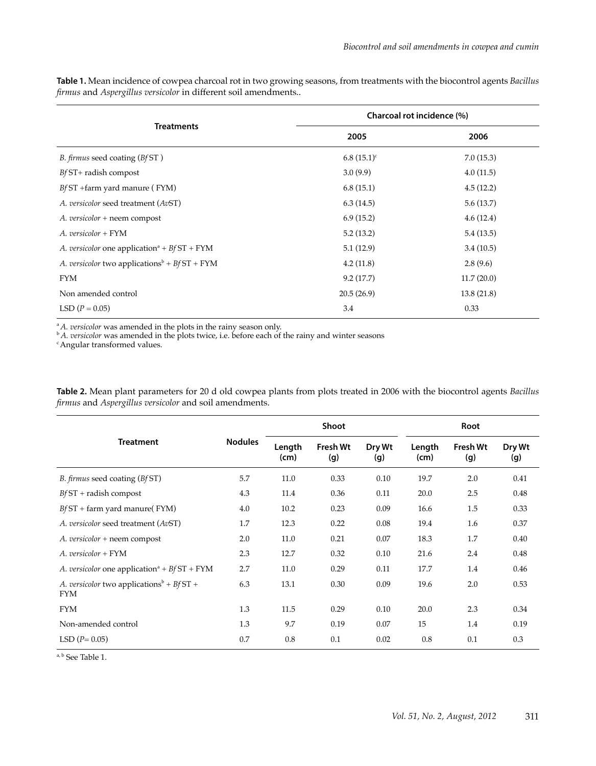**Table 1.** Mean incidence of cowpea charcoal rot in two growing seasons, from treatments with the biocontrol agents *Bacillus firmus* and *Aspergillus versicolor* in different soil amendments..

| Treatments | Charcoal rot incidence (%) | |
|---|---|---|
| | 2005 | 2006 |
| *B. firmus* seed coating (*Bf* ST ) | 6.8 (15.1)[c] | 7.0 (15.3) |
| *Bf* ST+ radish compost | 3.0 (9.9) | 4.0 (11.5) |
| *Bf* ST +farm yard manure ( FYM) | 6.8 (15.1) | 4.5 (12.2) |
| *A. versicolor* seed treatment (*Av*ST) | 6.3 (14.5) | 5.6 (13.7) |
| *A. versicolor* + neem compost | 6.9 (15.2) | 4.6 (12.4) |
| *A. versicolor* + FYM | 5.2 (13.2) | 5.4 (13.5) |
| *A. versicolor* one application[a] + *Bf* ST + FYM | 5.1 (12.9) | 3.4 (10.5) |
| *A. versicolor* two applications[b] + *Bf* ST + FYM | 4.2 (11.8) | 2.8 (9.6) |
| FYM | 9.2 (17.7) | 11.7 (20.0) |
| Non amended control | 20.5 (26.9) | 13.8 (21.8) |
| LSD ($P = 0.05$) | 3.4 | 0.33 |

[a] *A. versicolor* was amended in the plots in the rainy season only.
[b] *A. versicolor* was amended in the plots twice, i.e. before each of the rainy and winter seasons
[c] Angular transformed values.

**Table 2.** Mean plant parameters for 20 d old cowpea plants from plots treated in 2006 with the biocontrol agents *Bacillus firmus* and *Aspergillus versicolor* and soil amendments.

| Treatment | Nodules | Shoot | | | Root | | |
|---|---|---|---|---|---|---|---|
| | | Length (cm) | Fresh Wt (g) | Dry Wt (g) | Length (cm) | Fresh Wt (g) | Dry Wt (g) |
| *B. firmus* seed coating (*Bf* ST) | 5.7 | 11.0 | 0.33 | 0.10 | 19.7 | 2.0 | 0.41 |
| *Bf* ST + radish compost | 4.3 | 11.4 | 0.36 | 0.11 | 20.0 | 2.5 | 0.48 |
| *Bf* ST + farm yard manure( FYM) | 4.0 | 10.2 | 0.23 | 0.09 | 16.6 | 1.5 | 0.33 |
| *A. versicolor* seed treatment (*Av*ST) | 1.7 | 12.3 | 0.22 | 0.08 | 19.4 | 1.6 | 0.37 |
| *A. versicolor* + neem compost | 2.0 | 11.0 | 0.21 | 0.07 | 18.3 | 1.7 | 0.40 |
| *A. versicolor* + FYM | 2.3 | 12.7 | 0.32 | 0.10 | 21.6 | 2.4 | 0.48 |
| *A. versicolor* one application[a] + *Bf* ST + FYM | 2.7 | 11.0 | 0.29 | 0.11 | 17.7 | 1.4 | 0.46 |
| *A. versicolor* two applications[b] + *Bf* ST + FYM | 6.3 | 13.1 | 0.30 | 0.09 | 19.6 | 2.0 | 0.53 |
| FYM | 1.3 | 11.5 | 0.29 | 0.10 | 20.0 | 2.3 | 0.34 |
| Non-amended control | 1.3 | 9.7 | 0.19 | 0.07 | 15 | 1.4 | 0.19 |
| LSD ($P = 0.05$) | 0.7 | 0.8 | 0.1 | 0.02 | 0.8 | 0.1 | 0.3 |

[a, b] See Table 1.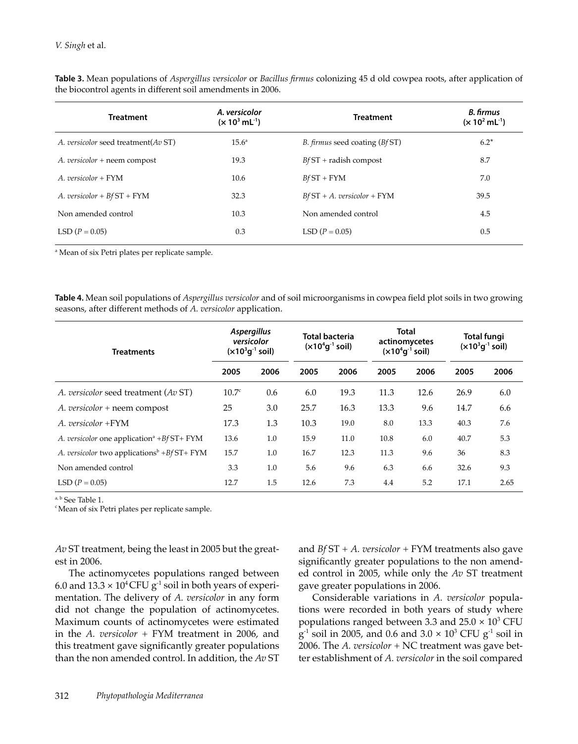**Table 3.** Mean populations of *Aspergillus versicolor* or *Bacillus firmus* colonizing 45 d old cowpea roots, after application of the biocontrol agents in different soil amendments in 2006.

| Treatment | *A. versicolor* ($\times 10^3$ mL$^{-1}$) | Treatment | *B. firmus* ($\times 10^2$ mL$^{-1}$) |
|---|---|---|---|
| *A. versicolor* seed treatment(*Av* ST) | 15.6[a] | *B. firmus* seed coating (*Bf* ST) | 6.2* |
| *A. versicolor* + neem compost | 19.3 | *Bf* ST + radish compost | 8.7 |
| *A. versicolor* + FYM | 10.6 | *Bf* ST + FYM | 7.0 |
| *A. versicolor* + *Bf* ST + FYM | 32.3 | *Bf* ST + *A. versicolor* + FYM | 39.5 |
| Non amended control | 10.3 | Non amended control | 4.5 |
| LSD ($P = 0.05$) | 0.3 | LSD ($P = 0.05$) | 0.5 |

[a] Mean of six Petri plates per replicate sample.

**Table 4.** Mean soil populations of *Aspergillus versicolor* and of soil microorganisms in cowpea field plot soils in two growing seasons, after different methods of *A. versicolor* application.

| Treatments | *Aspergillus versicolor* ($\times 10^3$g$^{-1}$ soil) | | Total bacteria ($\times 10^4$g$^{-1}$ soil) | | Total actinomycetes ($\times 10^4$g$^{-1}$ soil) | | Total fungi ($\times 10^3$g$^{-1}$ soil) | |
|---|---|---|---|---|---|---|---|---|
| | 2005 | 2006 | 2005 | 2006 | 2005 | 2006 | 2005 | 2006 |
| *A. versicolor* seed treatment (*Av* ST) | 10.7[c] | 0.6 | 6.0 | 19.3 | 11.3 | 12.6 | 26.9 | 6.0 |
| *A. versicolor* + neem compost | 25 | 3.0 | 25.7 | 16.3 | 13.3 | 9.6 | 14.7 | 6.6 |
| *A. versicolor* +FYM | 17.3 | 1.3 | 10.3 | 19.0 | 8.0 | 13.3 | 40.3 | 7.6 |
| *A. versicolor* one application[a] +*Bf* ST+ FYM | 13.6 | 1.0 | 15.9 | 11.0 | 10.8 | 6.0 | 40.7 | 5.3 |
| *A. versicolor* two applications[b] +*Bf* ST+ FYM | 15.7 | 1.0 | 16.7 | 12.3 | 11.3 | 9.6 | 36 | 8.3 |
| Non amended control | 3.3 | 1.0 | 5.6 | 9.6 | 6.3 | 6.6 | 32.6 | 9.3 |
| LSD ($P = 0.05$) | 12.7 | 1.5 | 12.6 | 7.3 | 4.4 | 5.2 | 17.1 | 2.65 |

[a, b] See Table 1.
[c] Mean of six Petri plates per replicate sample.

*Av* ST treatment, being the least in 2005 but the greatest in 2006.

The actinomycetes populations ranged between 6.0 and $13.3 \times 10^4$ CFU g$^{-1}$ soil in both years of experimentation. The delivery of *A. versicolor* in any form did not change the population of actinomycetes. Maximum counts of actinomycetes were estimated in the *A. versicolor* + FYM treatment in 2006, and this treatment gave significantly greater populations than the non amended control. In addition, the *Av* ST and *Bf* ST + *A. versicolor* + FYM treatments also gave significantly greater populations to the non amended control in 2005, while only the *Av* ST treatment gave greater populations in 2006.

Considerable variations in *A. versicolor* populations were recorded in both years of study where populations ranged between 3.3 and $25.0 \times 10^3$ CFU g$^{-1}$ soil in 2005, and 0.6 and $3.0 \times 10^3$ CFU g$^{-1}$ soil in 2006. The *A. versicolor* + NC treatment was gave better establishment of *A. versicolor* in the soil compared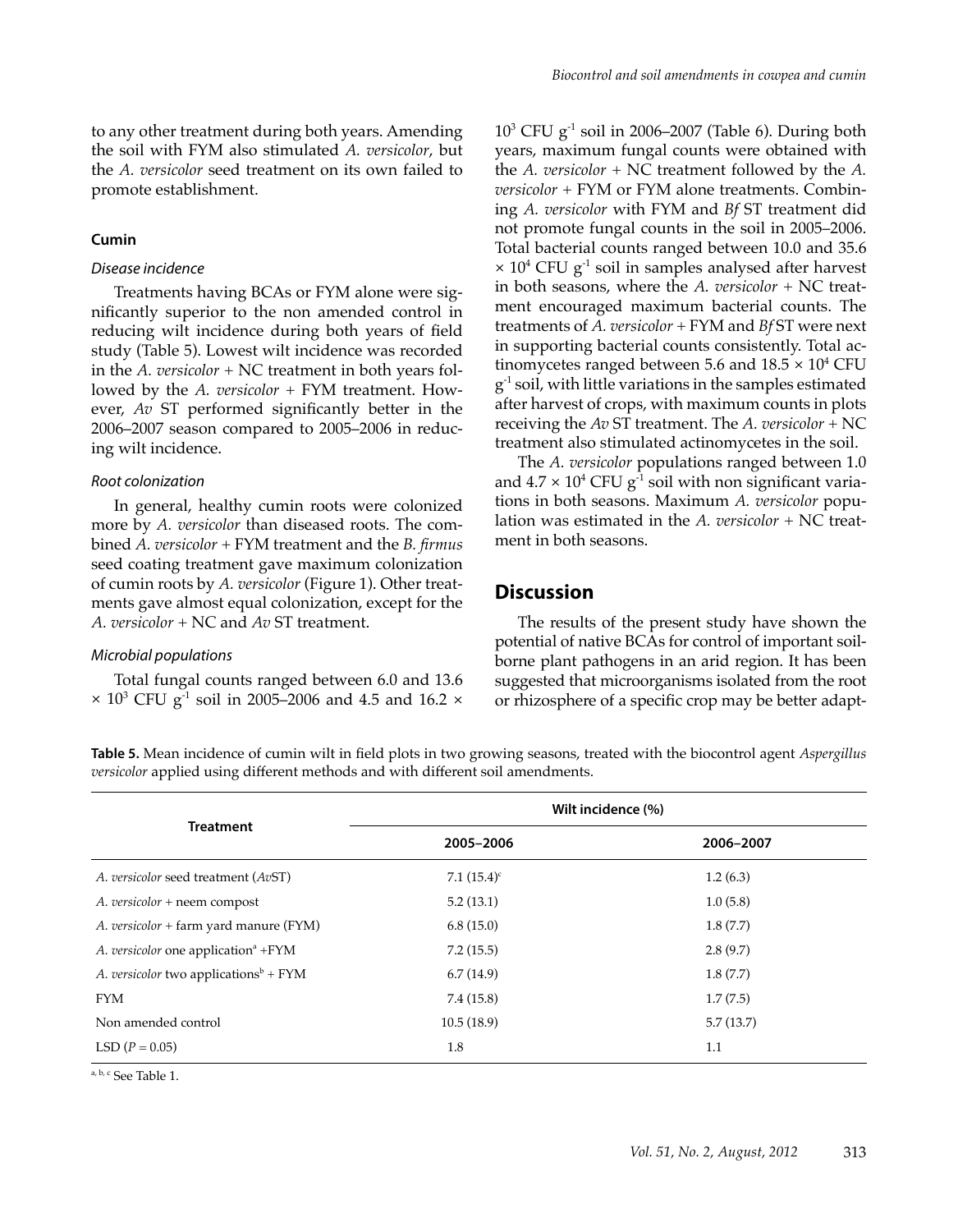to any other treatment during both years. Amending the soil with FYM also stimulated *A. versicolor*, but the *A. versicolor* seed treatment on its own failed to promote establishment.

### Cumin

#### Disease incidence

Treatments having BCAs or FYM alone were significantly superior to the non amended control in reducing wilt incidence during both years of field study (Table 5). Lowest wilt incidence was recorded in the *A. versicolor* + NC treatment in both years followed by the *A. versicolor* + FYM treatment. However, *Av* ST performed significantly better in the 2006–2007 season compared to 2005–2006 in reducing wilt incidence.

#### Root colonization

In general, healthy cumin roots were colonized more by *A. versicolor* than diseased roots. The combined *A. versicolor* + FYM treatment and the *B. firmus* seed coating treatment gave maximum colonization of cumin roots by *A. versicolor* (Figure 1). Other treatments gave almost equal colonization, except for the *A. versicolor* + NC and *Av* ST treatment.

#### Microbial populations

Total fungal counts ranged between 6.0 and 13.6 $\times 10^3$ CFU $g^{-1}$ soil in 2005–2006 and 4.5 and 16.2 $\times 10^3$ CFU $g^{-1}$ soil in 2006–2007 (Table 6). During both years, maximum fungal counts were obtained with the *A. versicolor* + NC treatment followed by the *A. versicolor* + FYM or FYM alone treatments. Combining *A. versicolor* with FYM and *Bf* ST treatment did not promote fungal counts in the soil in 2005–2006. Total bacterial counts ranged between 10.0 and 35.6 $\times 10^4$ CFU $g^{-1}$ soil in samples analysed after harvest in both seasons, where the *A. versicolor* + NC treatment encouraged maximum bacterial counts. The treatments of *A. versicolor* + FYM and *Bf* ST were next in supporting bacterial counts consistently. Total actinomycetes ranged between 5.6 and 18.5 $\times 10^4$ CFU $g^{-1}$ soil, with little variations in the samples estimated after harvest of crops, with maximum counts in plots receiving the *Av* ST treatment. The *A. versicolor* + NC treatment also stimulated actinomycetes in the soil.

The *A. versicolor* populations ranged between 1.0 and 4.7 $\times 10^4$ CFU $g^{-1}$ soil with non significant variations in both seasons. Maximum *A. versicolor* population was estimated in the *A. versicolor* + NC treatment in both seasons.

## Discussion

The results of the present study have shown the potential of native BCAs for control of important soilborne plant pathogens in an arid region. It has been suggested that microorganisms isolated from the root or rhizosphere of a specific crop may be better adapt-

**Table 5.** Mean incidence of cumin wilt in field plots in two growing seasons, treated with the biocontrol agent *Aspergillus versicolor* applied using different methods and with different soil amendments.

| Treatment | Wilt incidence (%) | |
|---|---|---|
| | 2005–2006 | 2006–2007 |
| *A. versicolor* seed treatment (*Av*ST) | 7.1 (15.4)[c] | 1.2 (6.3) |
| *A. versicolor* + neem compost | 5.2 (13.1) | 1.0 (5.8) |
| *A. versicolor* + farm yard manure (FYM) | 6.8 (15.0) | 1.8 (7.7) |
| *A. versicolor* one application[a] +FYM | 7.2 (15.5) | 2.8 (9.7) |
| *A. versicolor* two applications[b] + FYM | 6.7 (14.9) | 1.8 (7.7) |
| FYM | 7.4 (15.8) | 1.7 (7.5) |
| Non amended control | 10.5 (18.9) | 5.7 (13.7) |
| LSD ($P = 0.05$) | 1.8 | 1.1 |

[a, b, c] See Table 1.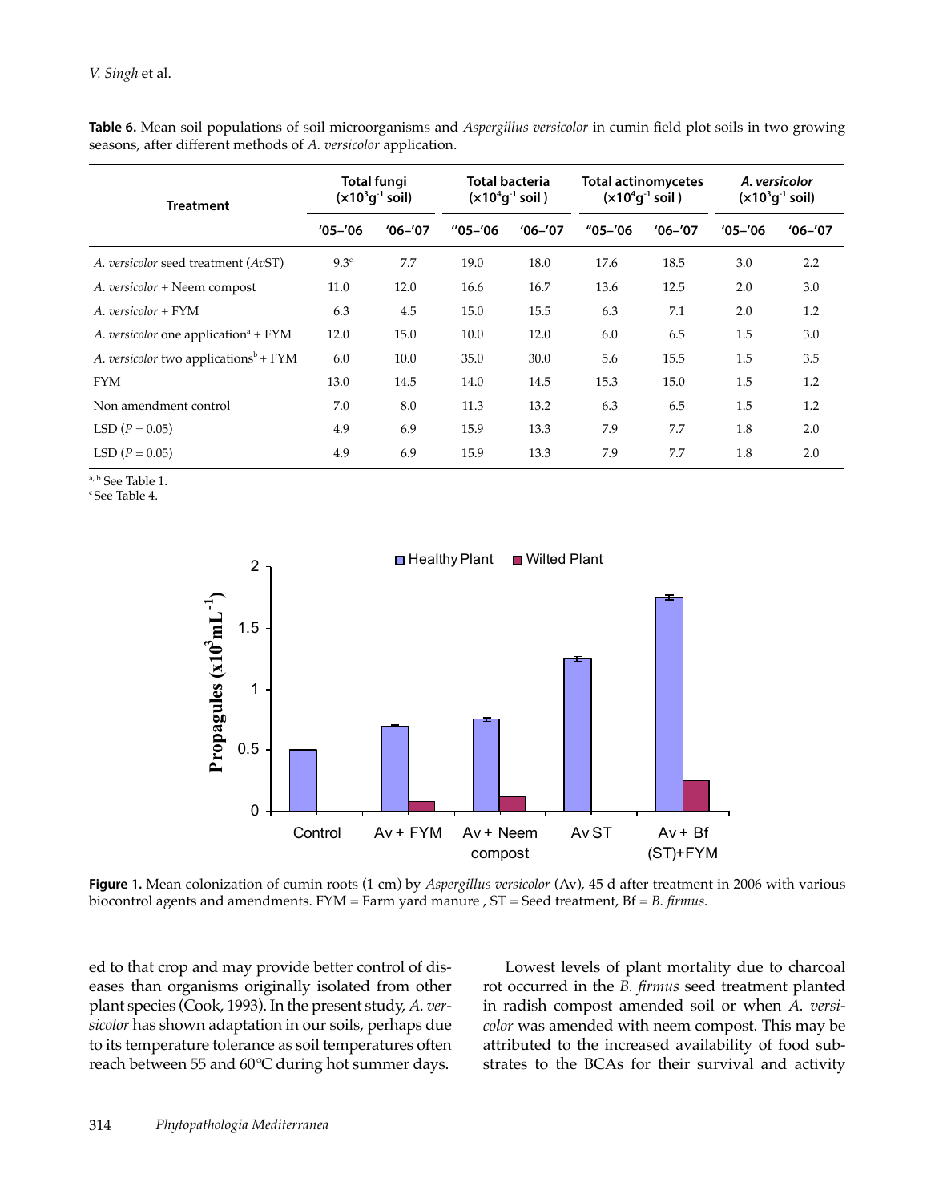**Table 6.** Mean soil populations of soil microorganisms and *Aspergillus versicolor* in cumin field plot soils in two growing seasons, after different methods of *A. versicolor* application.

| Treatment | Total fungi ($\times 10^3 g^{-1}$ soil) | | Total bacteria ($\times 10^4 g^{-1}$ soil ) | | Total actinomycetes ($\times 10^4 g^{-1}$ soil ) | | *A. versicolor* ($\times 10^3 g^{-1}$ soil) | |
|---|---|---|---|---|---|---|---|---|
| | '05–'06 | '06–'07 | ''05–'06 | '06–'07 | ''05–'06 | '06–'07 | '05–'06 | '06–'07 |
| *A. versicolor* seed treatment (*Av*ST) | 9.3[c] | 7.7 | 19.0 | 18.0 | 17.6 | 18.5 | 3.0 | 2.2 |
| *A. versicolor* + Neem compost | 11.0 | 12.0 | 16.6 | 16.7 | 13.6 | 12.5 | 2.0 | 3.0 |
| *A. versicolor* + FYM | 6.3 | 4.5 | 15.0 | 15.5 | 6.3 | 7.1 | 2.0 | 1.2 |
| *A. versicolor* one application[a] + FYM | 12.0 | 15.0 | 10.0 | 12.0 | 6.0 | 6.5 | 1.5 | 3.0 |
| *A. versicolor* two applications[b] + FYM | 6.0 | 10.0 | 35.0 | 30.0 | 5.6 | 15.5 | 1.5 | 3.5 |
| FYM | 13.0 | 14.5 | 14.0 | 14.5 | 15.3 | 15.0 | 1.5 | 1.2 |
| Non amendment control | 7.0 | 8.0 | 11.3 | 13.2 | 6.3 | 6.5 | 1.5 | 1.2 |
| LSD ($P = 0.05$) | 4.9 | 6.9 | 15.9 | 13.3 | 7.9 | 7.7 | 1.8 | 2.0 |
| LSD ($P = 0.05$) | 4.9 | 6.9 | 15.9 | 13.3 | 7.9 | 7.7 | 1.8 | 2.0 |

[a, b] See Table 1.
[c] See Table 4.

**Figure 1.** Mean colonization of cumin roots (1 cm) by *Aspergillus versicolor* (Av), 45 d after treatment in 2006 with various biocontrol agents and amendments. FYM = Farm yard manure , ST = Seed treatment, Bf = *B. firmus.*

ed to that crop and may provide better control of diseases than organisms originally isolated from other plant species (Cook, 1993). In the present study, *A. versicolor* has shown adaptation in our soils, perhaps due to its temperature tolerance as soil temperatures often reach between 55 and 60°C during hot summer days.

Lowest levels of plant mortality due to charcoal rot occurred in the *B. firmus* seed treatment planted in radish compost amended soil or when *A. versicolor* was amended with neem compost. This may be attributed to the increased availability of food substrates to the BCAs for their survival and activity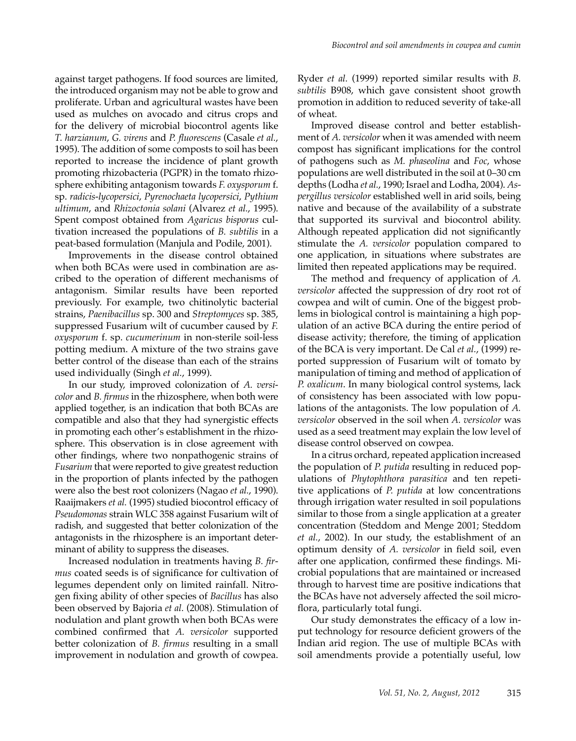against target pathogens. If food sources are limited, the introduced organism may not be able to grow and proliferate. Urban and agricultural wastes have been used as mulches on avocado and citrus crops and for the delivery of microbial biocontrol agents like *T. harzianum*, *G. virens* and *P. fluorescens* (Casale *et al.*, 1995). The addition of some composts to soil has been reported to increase the incidence of plant growth promoting rhizobacteria (PGPR) in the tomato rhizosphere exhibiting antagonism towards *F. oxysporum* f. sp. *radicis-lycopersici*, *Pyrenochaeta lycopersici*, *Pythium ultimum*, and *Rhizoctonia solani* (Alvarez *et al.*, 1995). Spent compost obtained from *Agaricus bisporus* cultivation increased the populations of *B. subtilis* in a peat-based formulation (Manjula and Podile, 2001).

Improvements in the disease control obtained when both BCAs were used in combination are ascribed to the operation of different mechanisms of antagonism. Similar results have been reported previously. For example, two chitinolytic bacterial strains, *Paenibacillus* sp. 300 and *Streptomyces* sp. 385, suppressed Fusarium wilt of cucumber caused by *F. oxysporum* f. sp. *cucumerinum* in non-sterile soil-less potting medium. A mixture of the two strains gave better control of the disease than each of the strains used individually (Singh *et al.*, 1999).

In our study, improved colonization of *A. versicolor* and *B. firmus* in the rhizosphere, when both were applied together, is an indication that both BCAs are compatible and also that they had synergistic effects in promoting each other's establishment in the rhizosphere. This observation is in close agreement with other findings, where two nonpathogenic strains of *Fusarium* that were reported to give greatest reduction in the proportion of plants infected by the pathogen were also the best root colonizers (Nagao *et al.*, 1990). Raaijmakers *et al.* (1995) studied biocontrol efficacy of *Pseudomonas* strain WLC 358 against Fusarium wilt of radish, and suggested that better colonization of the antagonists in the rhizosphere is an important determinant of ability to suppress the diseases.

Increased nodulation in treatments having *B. firmus* coated seeds is of significance for cultivation of legumes dependent only on limited rainfall. Nitrogen fixing ability of other species of *Bacillus* has also been observed by Bajoria *et al.* (2008). Stimulation of nodulation and plant growth when both BCAs were combined confirmed that *A. versicolor* supported better colonization of *B. firmus* resulting in a small improvement in nodulation and growth of cowpea. Ryder *et al.* (1999) reported similar results with *B. subtilis* B908, which gave consistent shoot growth promotion in addition to reduced severity of take-all of wheat.

Improved disease control and better establishment of *A. versicolor* when it was amended with neem compost has significant implications for the control of pathogens such as *M. phaseolina* and *Foc*, whose populations are well distributed in the soil at 0–30 cm depths (Lodha *et al.*, 1990; Israel and Lodha, 2004). *Aspergillus versicolor* established well in arid soils, being native and because of the availability of a substrate that supported its survival and biocontrol ability. Although repeated application did not significantly stimulate the *A. versicolor* population compared to one application, in situations where substrates are limited then repeated applications may be required.

The method and frequency of application of *A. versicolor* affected the suppression of dry root rot of cowpea and wilt of cumin. One of the biggest problems in biological control is maintaining a high population of an active BCA during the entire period of disease activity; therefore, the timing of application of the BCA is very important. De Cal *et al.*, (1999) reported suppression of Fusarium wilt of tomato by manipulation of timing and method of application of *P. oxalicum*. In many biological control systems, lack of consistency has been associated with low populations of the antagonists. The low population of *A. versicolor* observed in the soil when *A. versicolor* was used as a seed treatment may explain the low level of disease control observed on cowpea.

In a citrus orchard, repeated application increased the population of *P. putida* resulting in reduced populations of *Phytophthora parasitica* and ten repetitive applications of *P. putida* at low concentrations through irrigation water resulted in soil populations similar to those from a single application at a greater concentration (Steddom and Menge 2001; Steddom *et al.*, 2002). In our study, the establishment of an optimum density of *A. versicolor* in field soil, even after one application, confirmed these findings. Microbial populations that are maintained or increased through to harvest time are positive indications that the BCAs have not adversely affected the soil microflora, particularly total fungi.

Our study demonstrates the efficacy of a low input technology for resource deficient growers of the Indian arid region. The use of multiple BCAs with soil amendments provide a potentially useful, low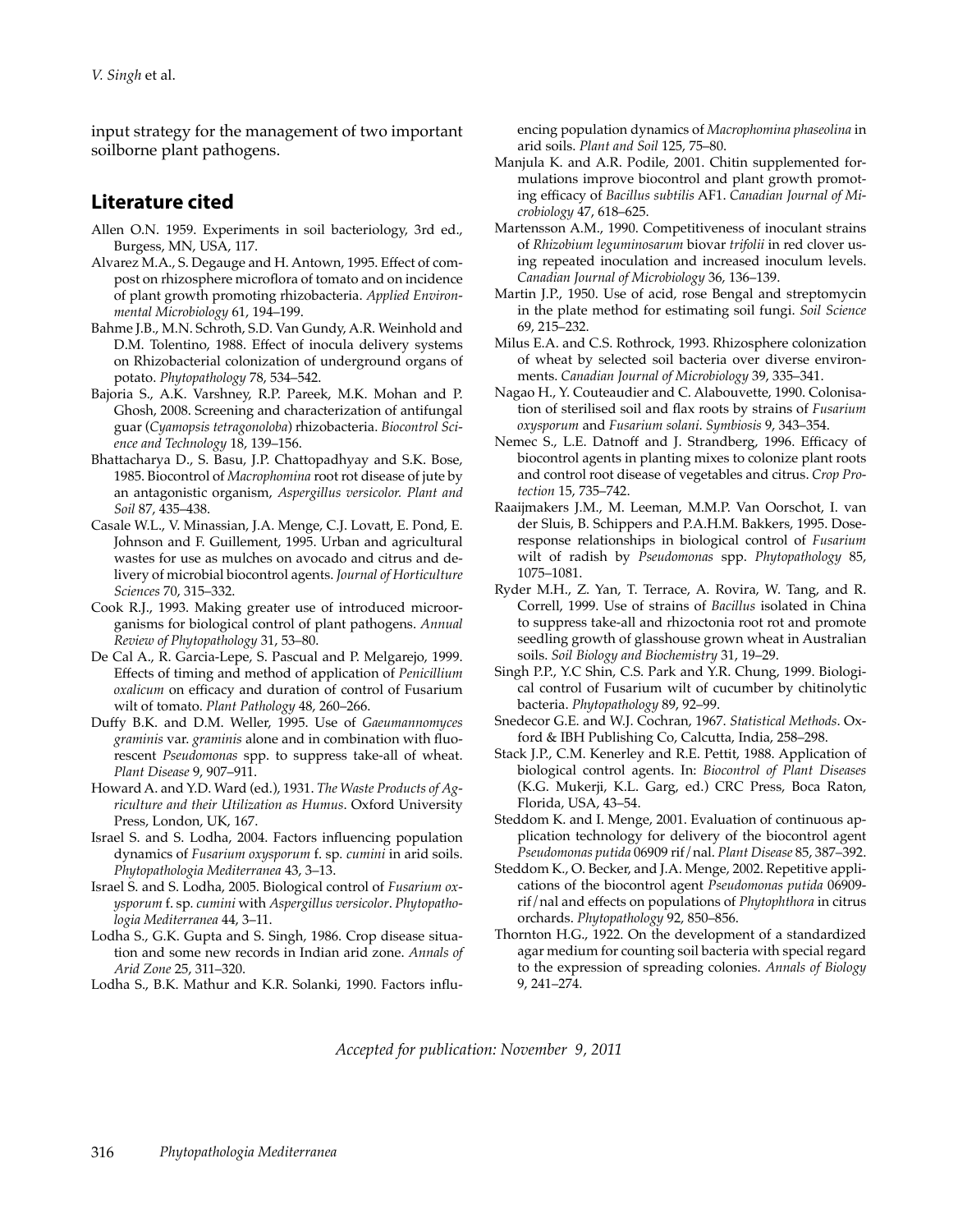input strategy for the management of two important soilborne plant pathogens.

## Literature cited

Allen O.N. 1959. Experiments in soil bacteriology, 3rd ed., Burgess, MN, USA, 117.

Alvarez M.A., S. Degauge and H. Antown, 1995. Effect of compost on rhizosphere microflora of tomato and on incidence of plant growth promoting rhizobacteria. *Applied Environmental Microbiology* 61, 194–199.

Bahme J.B., M.N. Schroth, S.D. Van Gundy, A.R. Weinhold and D.M. Tolentino, 1988. Effect of inocula delivery systems on Rhizobacterial colonization of underground organs of potato. *Phytopathology* 78, 534–542.

Bajoria S., A.K. Varshney, R.P. Pareek, M.K. Mohan and P. Ghosh, 2008. Screening and characterization of antifungal guar (*Cyamopsis tetragonoloba*) rhizobacteria. *Biocontrol Science and Technology* 18, 139–156.

Bhattacharya D., S. Basu, J.P. Chattopadhyay and S.K. Bose, 1985. Biocontrol of *Macrophomina* root rot disease of jute by an antagonistic organism, *Aspergillus versicolor. Plant and Soil* 87, 435–438.

Casale W.L., V. Minassian, J.A. Menge, C.J. Lovatt, E. Pond, E. Johnson and F. Guillement, 1995. Urban and agricultural wastes for use as mulches on avocado and citrus and delivery of microbial biocontrol agents. *Journal of Horticulture Sciences* 70, 315–332.

Cook R.J., 1993. Making greater use of introduced microorganisms for biological control of plant pathogens. *Annual Review of Phytopathology* 31, 53–80.

De Cal A., R. Garcia-Lepe, S. Pascual and P. Melgarejo, 1999. Effects of timing and method of application of *Penicillium oxalicum* on efficacy and duration of control of Fusarium wilt of tomato. *Plant Pathology* 48, 260–266.

Duffy B.K. and D.M. Weller, 1995. Use of *Gaeumannomyces graminis* var. *graminis* alone and in combination with fluorescent *Pseudomonas* spp. to suppress take-all of wheat. *Plant Disease* 9, 907–911.

Howard A. and Y.D. Ward (ed.), 1931. *The Waste Products of Agriculture and their Utilization as Humus*. Oxford University Press, London, UK, 167.

Israel S. and S. Lodha, 2004. Factors influencing population dynamics of *Fusarium oxysporum* f. sp. *cumini* in arid soils. *Phytopathologia Mediterranea* 43, 3–13.

Israel S. and S. Lodha, 2005. Biological control of *Fusarium oxysporum* f. sp. *cumini* with *Aspergillus versicolor*. *Phytopathologia Mediterranea* 44, 3–11.

Lodha S., G.K. Gupta and S. Singh, 1986. Crop disease situation and some new records in Indian arid zone. *Annals of Arid Zone* 25, 311–320.

Lodha S., B.K. Mathur and K.R. Solanki, 1990. Factors influencing population dynamics of *Macrophomina phaseolina* in arid soils. *Plant and Soils* 125, 75–80.

Manjula K. and A.R. Podile, 2001. Chitin supplemented formulations improve biocontrol and plant growth promoting efficacy of *Bacillus subtilis* AF1. *Canadian Journal of Microbiology* 47, 618–625.

Martensson A.M., 1990. Competitiveness of inoculant strains of *Rhizobium leguminosarum* biovar *trifolii* in red clover using repeated inoculation and increased inoculum levels. *Canadian Journal of Microbiology* 36, 136–139.

Martin J.P., 1950. Use of acid, rose Bengal and streptomycin in the plate method for estimating soil fungi. *Soil Science* 69, 215–232.

Milus E.A. and C.S. Rothrock, 1993. Rhizosphere colonization of wheat by selected soil bacteria over diverse environments. *Canadian Journal of Microbiology* 39, 335–341.

Nagao H., Y. Couteaudier and C. Alabouvette, 1990. Colonisation of sterilised soil and flax roots by strains of *Fusarium oxysporum* and *Fusarium solani*. *Symbiosis* 9, 343–354.

Nemec S., L.E. Datnoff and J. Strandberg, 1996. Efficacy of biocontrol agents in planting mixes to colonize plant roots and control root disease of vegetables and citrus. *Crop Protection* 15, 735–742.

Raaijmakers J.M., M. Leeman, M.M.P. Van Oorschot, I. van der Sluis, B. Schippers and P.A.H.M. Bakkers, 1995. Dose-response relationships in biological control of *Fusarium* wilt of radish by *Pseudomonas* spp. *Phytopathology* 85, 1075–1081.

Ryder M.H., Z. Yan, T. Terrace, A. Rovira, W. Tang, and R. Correll, 1999. Use of strains of *Bacillus* isolated in China to suppress take-all and rhizoctonia root rot and promote seedling growth of glasshouse grown wheat in Australian soils. *Soil Biology and Biochemistry* 31, 19–29.

Singh P.P., Y.C Shin, C.S. Park and Y.R. Chung, 1999. Biological control of Fusarium wilt of cucumber by chitinolytic bacteria. *Phytopathology* 89, 92–99.

Snedecor G.E. and W.J. Cochran, 1967. *Statistical Methods*. Oxford & IBH Publishing Co, Calcutta, India, 258–298.

Stack J.P., C.M. Kenerley and R.E. Pettit, 1988. Application of biological control agents. In: *Biocontrol of Plant Diseases* (K.G. Mukerji, K.L. Garg, ed.) CRC Press, Boca Raton, Florida, USA, 43–54.

Steddom K. and I. Menge, 2001. Evaluation of continuous application technology for delivery of the biocontrol agent *Pseudomonas putida* 06909 rif/nal. *Plant Disease* 85, 387–392.

Steddom K., O. Becker, and J.A. Menge, 2002. Repetitive applications of the biocontrol agent *Pseudomonas putida* 06909-rif/nal and effects on populations of *Phytophthora* in citrus orchards. *Phytopathology* 92, 850–856.

Thornton H.G., 1922. On the development of a standardized agar medium for counting soil bacteria with special regard to the expression of spreading colonies. *Annals of Biology* 9, 241–274.

*Accepted for publication: November 9, 2011*